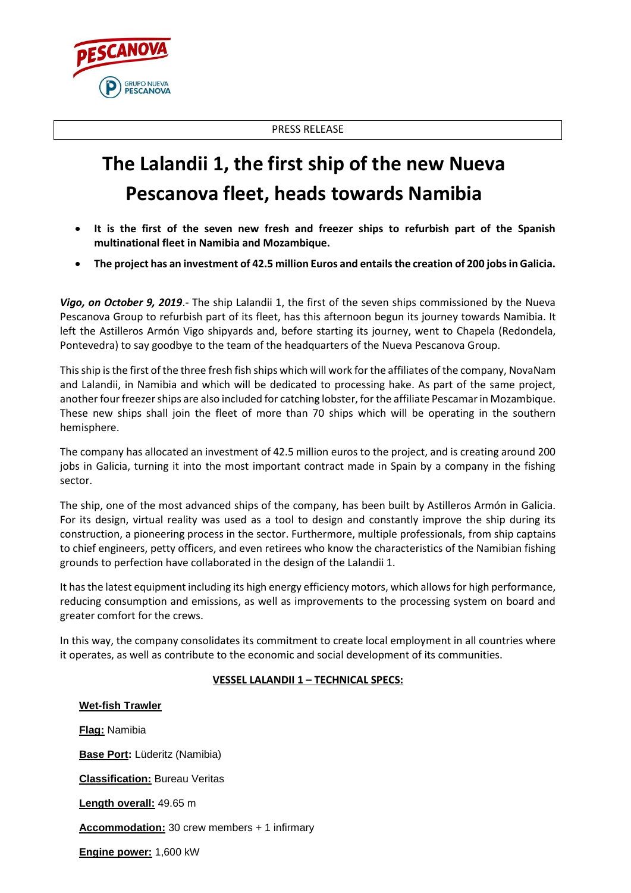PRESS RELEASE

# The Lalandii 1, the first ship of the new Nueva Pescanova fleet, heads towards Namibia

- **It is the first of the seven new fresh and freezer ships to refurbish part of the Spanish multinational fleet in Namibia and Mozambique.**
- **The project has an investment of 42.5 million Euros and entails the creation of 200 jobs in Galicia.**

***Vigo, on October 9, 2019***.- The ship Lalandii 1, the first of the seven ships commissioned by the Nueva Pescanova Group to refurbish part of its fleet, has this afternoon begun its journey towards Namibia. It left the Astilleros Armón Vigo shipyards and, before starting its journey, went to Chapela (Redondela, Pontevedra) to say goodbye to the team of the headquarters of the Nueva Pescanova Group.

This ship is the first of the three fresh fish ships which will work for the affiliates of the company, NovaNam and Lalandii, in Namibia and which will be dedicated to processing hake. As part of the same project, another four freezer ships are also included for catching lobster, for the affiliate Pescamar in Mozambique. These new ships shall join the fleet of more than 70 ships which will be operating in the southern hemisphere.

The company has allocated an investment of 42.5 million euros to the project, and is creating around 200 jobs in Galicia, turning it into the most important contract made in Spain by a company in the fishing sector.

The ship, one of the most advanced ships of the company, has been built by Astilleros Armón in Galicia. For its design, virtual reality was used as a tool to design and constantly improve the ship during its construction, a pioneering process in the sector. Furthermore, multiple professionals, from ship captains to chief engineers, petty officers, and even retirees who know the characteristics of the Namibian fishing grounds to perfection have collaborated in the design of the Lalandii 1.

It has the latest equipment including its high energy efficiency motors, which allows for high performance, reducing consumption and emissions, as well as improvements to the processing system on board and greater comfort for the crews.

In this way, the company consolidates its commitment to create local employment in all countries where it operates, as well as contribute to the economic and social development of its communities.

**VESSEL LALANDII 1 – TECHNICAL SPECS:**

**Wet-fish Trawler**

**Flag:** Namibia

**Base Port:** Lüderitz (Namibia)

**Classification:** Bureau Veritas

**Length overall:** 49.65 m

**Accommodation:** 30 crew members + 1 infirmary

**Engine power:** 1,600 kW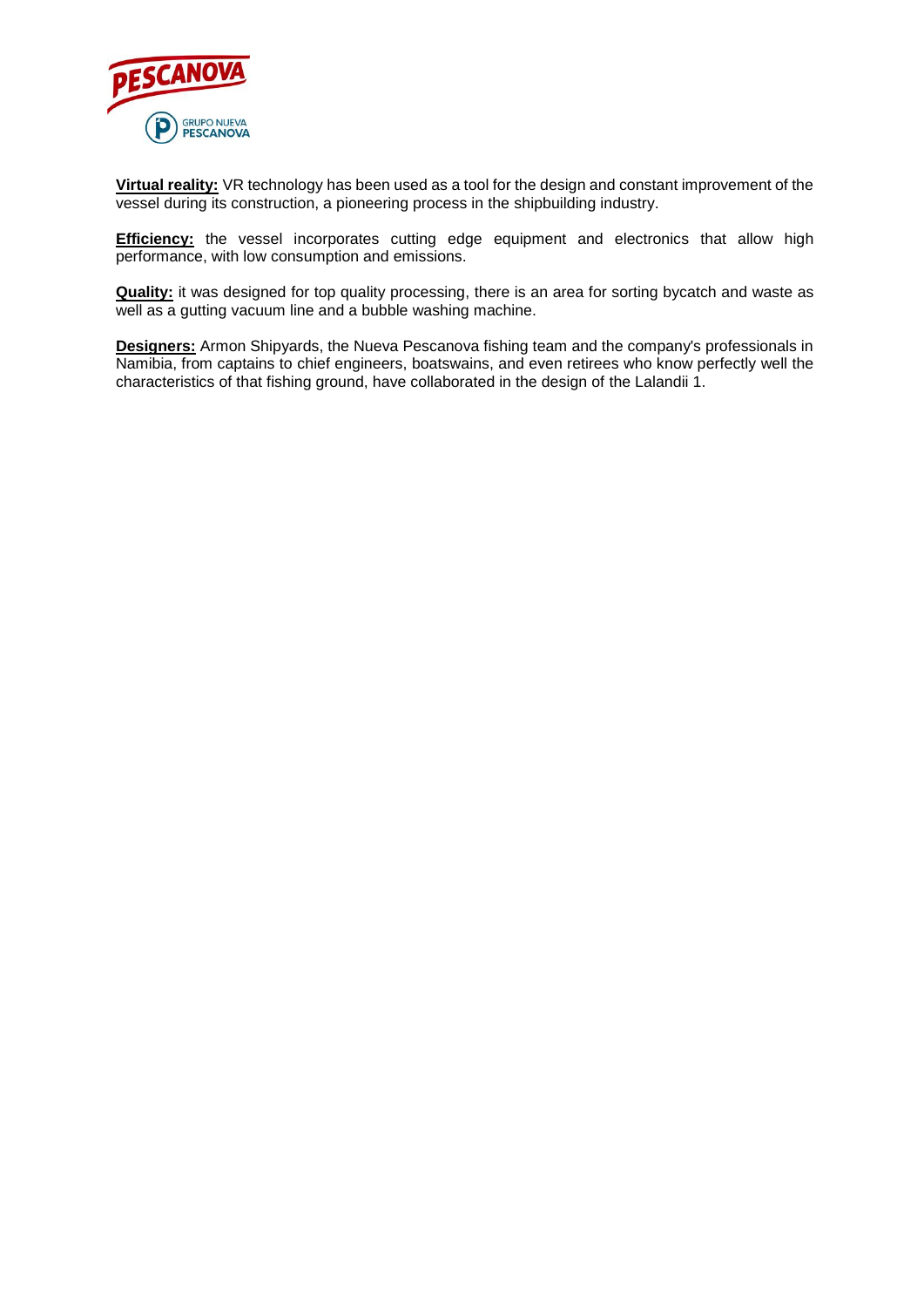**Virtual reality:** VR technology has been used as a tool for the design and constant improvement of the vessel during its construction, a pioneering process in the shipbuilding industry.

**Efficiency:** the vessel incorporates cutting edge equipment and electronics that allow high performance, with low consumption and emissions.

**Quality:** it was designed for top quality processing, there is an area for sorting bycatch and waste as well as a gutting vacuum line and a bubble washing machine.

**Designers:** Armon Shipyards, the Nueva Pescanova fishing team and the company's professionals in Namibia, from captains to chief engineers, boatswains, and even retirees who know perfectly well the characteristics of that fishing ground, have collaborated in the design of the Lalandii 1.